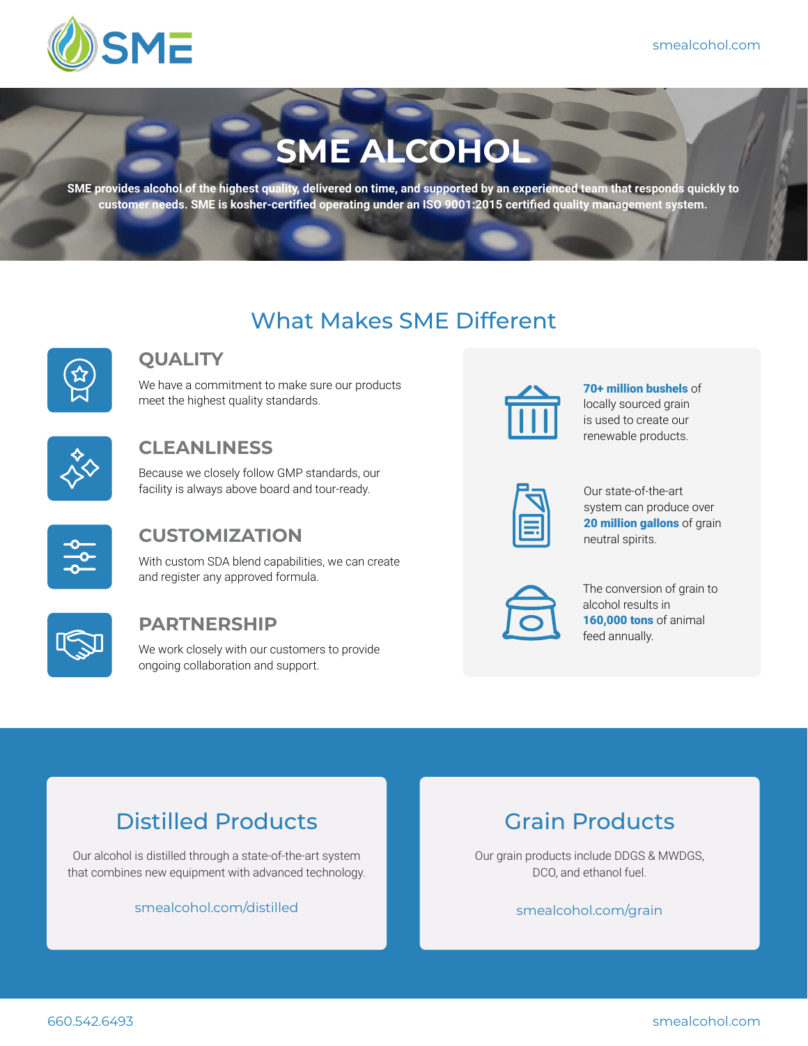SME

smealcohol.com

# SME ALCOHOL

**SME provides alcohol of the highest quality, delivered on time, and supported by an experienced team that responds quickly to customer needs. SME is kosher-certified operating under an ISO 9001:2015 certified quality management system.**

## What Makes SME Different

### QUALITY

We have a commitment to make sure our products meet the highest quality standards.

### CLEANLINESS

Because we closely follow GMP standards, our facility is always above board and tour-ready.

### CUSTOMIZATION

With custom SDA blend capabilities, we can create and register any approved formula.

### PARTNERSHIP

We work closely with our customers to provide ongoing collaboration and support.

**70+ million bushels** of locally sourced grain is used to create our renewable products.

Our state-of-the-art system can produce over **20 million gallons** of grain neutral spirits.

The conversion of grain to alcohol results in **160,000 tons** of animal feed annually.

## Distilled Products

Our alcohol is distilled through a state-of-the-art system that combines new equipment with advanced technology.

smealcohol.com/distilled

## Grain Products

Our grain products include DDGS & MWDGS, DCO, and ethanol fuel.

smealcohol.com/grain

660.542.6493

smealcohol.com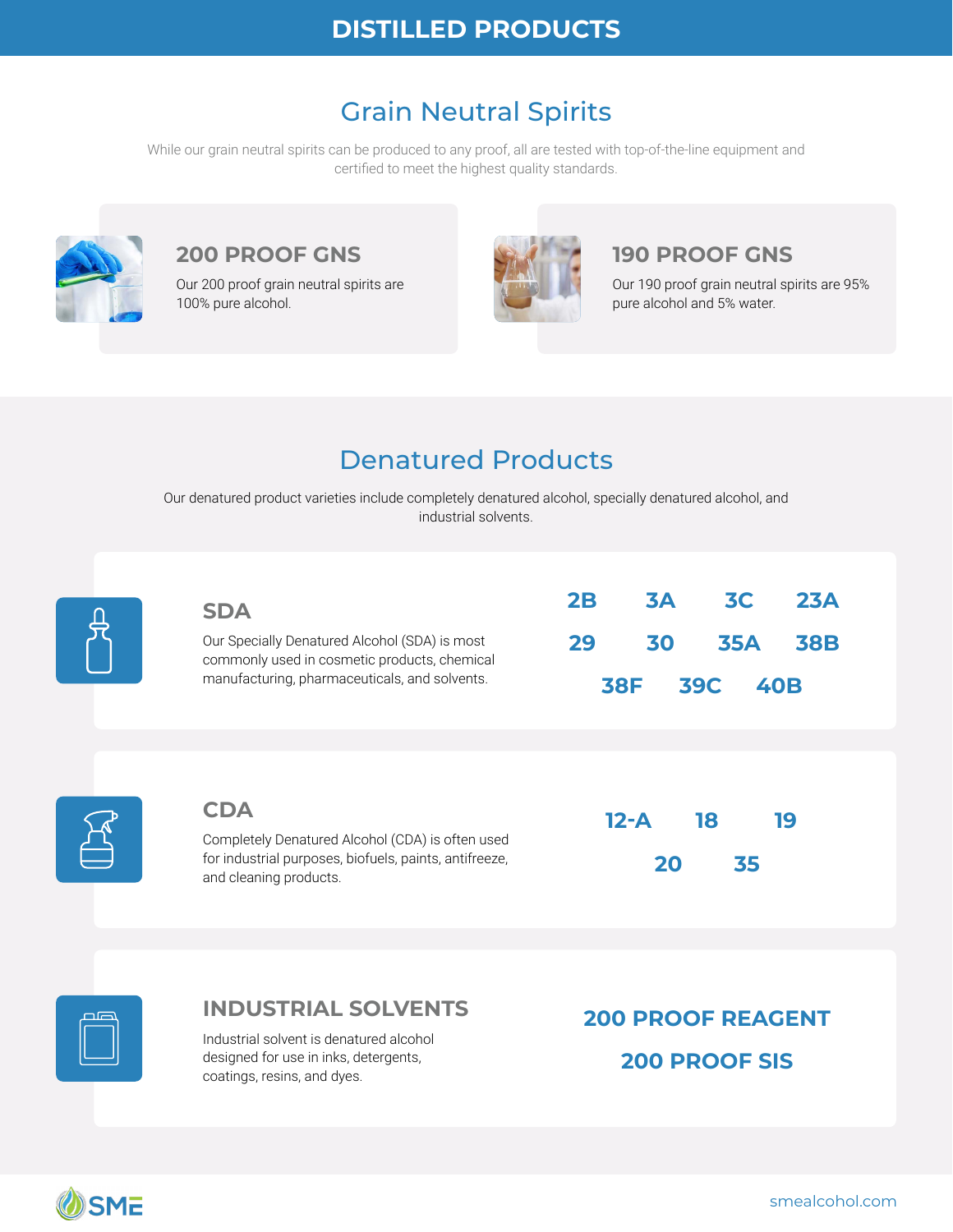# DISTILLED PRODUCTS

## Grain Neutral Spirits

While our grain neutral spirits can be produced to any proof, all are tested with top-of-the-line equipment and certified to meet the highest quality standards.

### 200 PROOF GNS

Our 200 proof grain neutral spirits are 100% pure alcohol.

### 190 PROOF GNS

Our 190 proof grain neutral spirits are 95% pure alcohol and 5% water.

## Denatured Products

Our denatured product varieties include completely denatured alcohol, specially denatured alcohol, and industrial solvents.

### SDA

Our Specially Denatured Alcohol (SDA) is most commonly used in cosmetic products, chemical manufacturing, pharmaceuticals, and solvents.

**2B** **3A** **3C** **23A**
**29** **30** **35A** **38B**
**38F** **39C** **40B**

### CDA

Completely Denatured Alcohol (CDA) is often used for industrial purposes, biofuels, paints, antifreeze, and cleaning products.

**12-A** **18** **19**
**20** **35**

### INDUSTRIAL SOLVENTS

Industrial solvent is denatured alcohol designed for use in inks, detergents, coatings, resins, and dyes.

**200 PROOF REAGENT**
**200 PROOF SIS**

SME

smealcohol.com